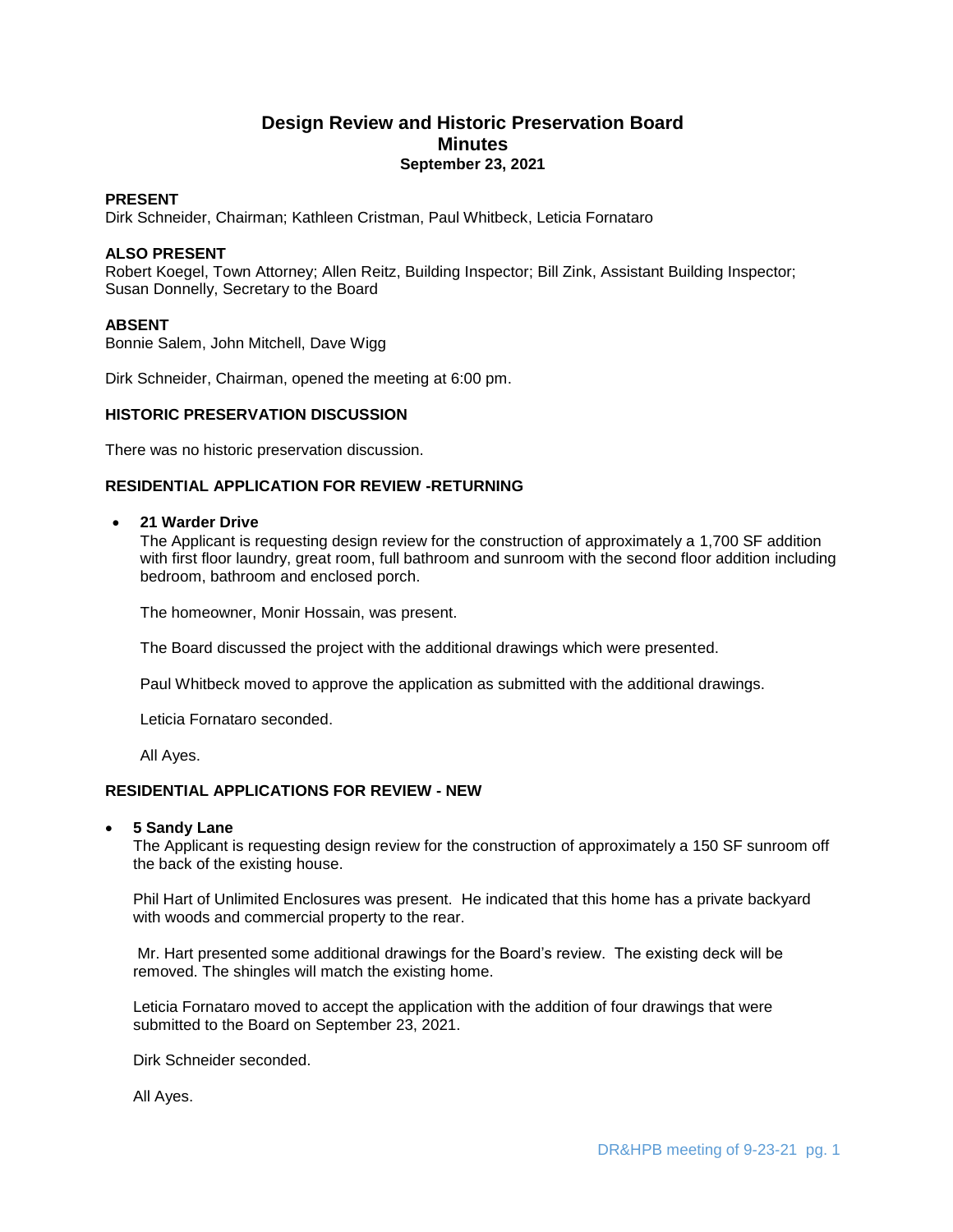# Design Review and Historic Preservation Board
## Minutes
### September 23, 2021

**PRESENT**
Dirk Schneider, Chairman; Kathleen Cristman, Paul Whitbeck, Leticia Fornataro

**ALSO PRESENT**
Robert Koegel, Town Attorney; Allen Reitz, Building Inspector; Bill Zink, Assistant Building Inspector; Susan Donnelly, Secretary to the Board

**ABSENT**
Bonnie Salem, John Mitchell, Dave Wigg

Dirk Schneider, Chairman, opened the meeting at 6:00 pm.

**HISTORIC PRESERVATION DISCUSSION**

There was no historic preservation discussion.

**RESIDENTIAL APPLICATION FOR REVIEW -RETURNING**

- **21 Warder Drive**
  The Applicant is requesting design review for the construction of approximately a 1,700 SF addition with first floor laundry, great room, full bathroom and sunroom with the second floor addition including bedroom, bathroom and enclosed porch.

  The homeowner, Monir Hossain, was present.

  The Board discussed the project with the additional drawings which were presented.

  Paul Whitbeck moved to approve the application as submitted with the additional drawings.

  Leticia Fornataro seconded.

  All Ayes.

**RESIDENTIAL APPLICATIONS FOR REVIEW - NEW**

- **5 Sandy Lane**
  The Applicant is requesting design review for the construction of approximately a 150 SF sunroom off the back of the existing house.

  Phil Hart of Unlimited Enclosures was present. He indicated that this home has a private backyard with woods and commercial property to the rear.

  Mr. Hart presented some additional drawings for the Board's review. The existing deck will be removed. The shingles will match the existing home.

  Leticia Fornataro moved to accept the application with the addition of four drawings that were submitted to the Board on September 23, 2021.

  Dirk Schneider seconded.

  All Ayes.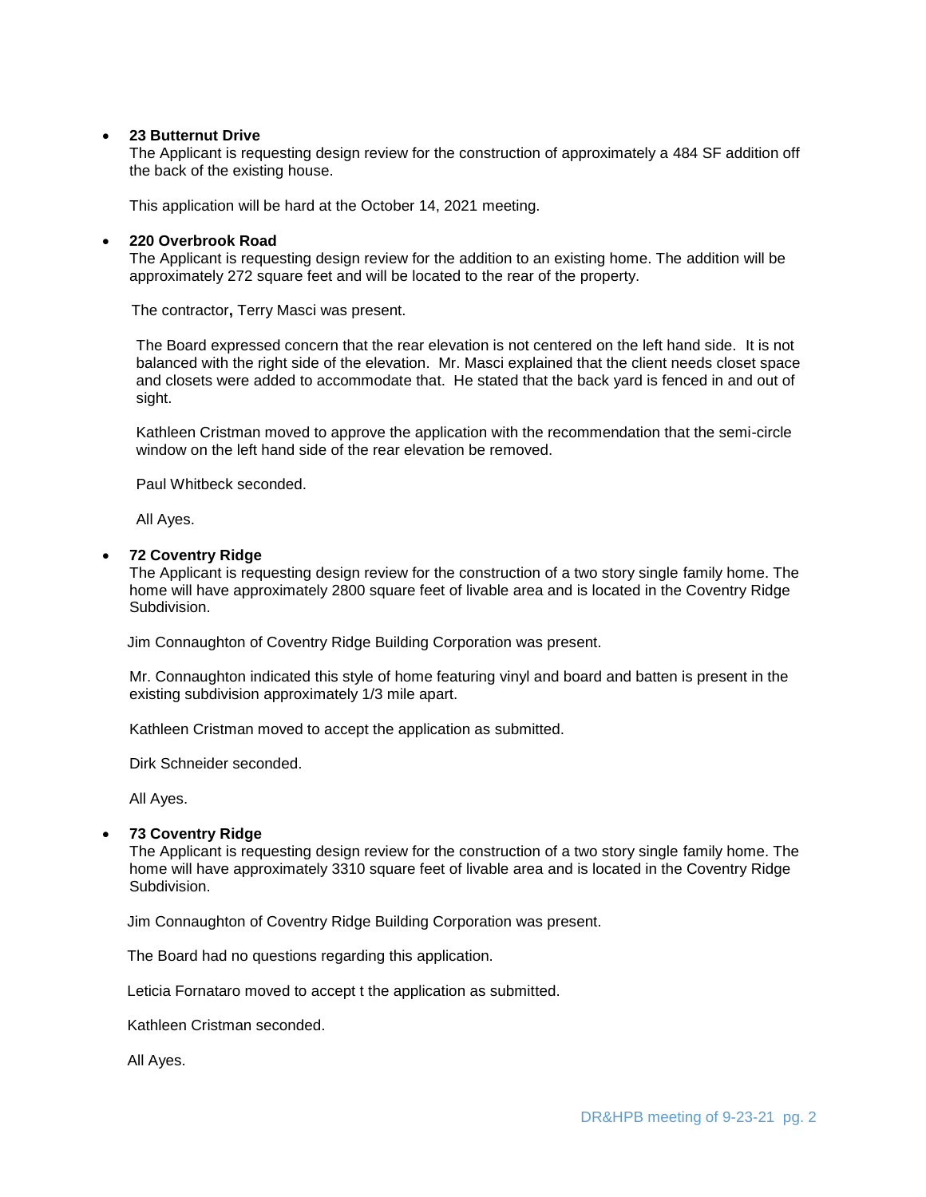- **23 Butternut Drive**
  The Applicant is requesting design review for the construction of approximately a 484 SF addition off the back of the existing house.

  This application will be hard at the October 14, 2021 meeting.

- **220 Overbrook Road**
  The Applicant is requesting design review for the addition to an existing home. The addition will be approximately 272 square feet and will be located to the rear of the property.

  The contractor**,** Terry Masci was present.

  The Board expressed concern that the rear elevation is not centered on the left hand side. It is not balanced with the right side of the elevation. Mr. Masci explained that the client needs closet space and closets were added to accommodate that. He stated that the back yard is fenced in and out of sight.

  Kathleen Cristman moved to approve the application with the recommendation that the semi-circle window on the left hand side of the rear elevation be removed.

  Paul Whitbeck seconded.

  All Ayes.

- **72 Coventry Ridge**
  The Applicant is requesting design review for the construction of a two story single family home. The home will have approximately 2800 square feet of livable area and is located in the Coventry Ridge Subdivision.

  Jim Connaughton of Coventry Ridge Building Corporation was present.

  Mr. Connaughton indicated this style of home featuring vinyl and board and batten is present in the existing subdivision approximately 1/3 mile apart.

  Kathleen Cristman moved to accept the application as submitted.

  Dirk Schneider seconded.

  All Ayes.

- **73 Coventry Ridge**
  The Applicant is requesting design review for the construction of a two story single family home. The home will have approximately 3310 square feet of livable area and is located in the Coventry Ridge Subdivision.

  Jim Connaughton of Coventry Ridge Building Corporation was present.

  The Board had no questions regarding this application.

  Leticia Fornataro moved to accept t the application as submitted.

  Kathleen Cristman seconded.

  All Ayes.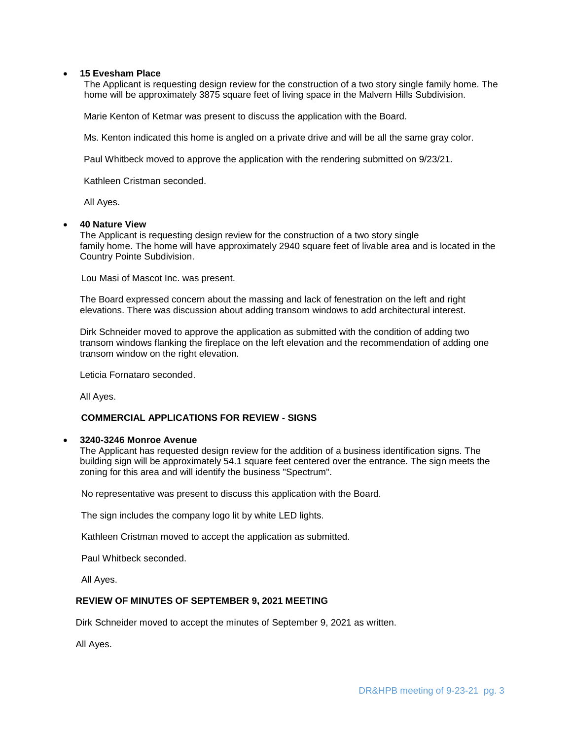- **15 Evesham Place**

  The Applicant is requesting design review for the construction of a two story single family home. The home will be approximately 3875 square feet of living space in the Malvern Hills Subdivision.

  Marie Kenton of Ketmar was present to discuss the application with the Board.

  Ms. Kenton indicated this home is angled on a private drive and will be all the same gray color.

  Paul Whitbeck moved to approve the application with the rendering submitted on 9/23/21.

  Kathleen Cristman seconded.

  All Ayes.

- **40 Nature View**

  The Applicant is requesting design review for the construction of a two story single family home. The home will have approximately 2940 square feet of livable area and is located in the Country Pointe Subdivision.

  Lou Masi of Mascot Inc. was present.

  The Board expressed concern about the massing and lack of fenestration on the left and right elevations. There was discussion about adding transom windows to add architectural interest.

  Dirk Schneider moved to approve the application as submitted with the condition of adding two transom windows flanking the fireplace on the left elevation and the recommendation of adding one transom window on the right elevation.

  Leticia Fornataro seconded.

  All Ayes.

**COMMERCIAL APPLICATIONS FOR REVIEW - SIGNS**

- **3240-3246 Monroe Avenue**

  The Applicant has requested design review for the addition of a business identification signs. The building sign will be approximately 54.1 square feet centered over the entrance. The sign meets the zoning for this area and will identify the business "Spectrum".

  No representative was present to discuss this application with the Board.

  The sign includes the company logo lit by white LED lights.

  Kathleen Cristman moved to accept the application as submitted.

  Paul Whitbeck seconded.

  All Ayes.

**REVIEW OF MINUTES OF SEPTEMBER 9, 2021 MEETING**

Dirk Schneider moved to accept the minutes of September 9, 2021 as written.

All Ayes.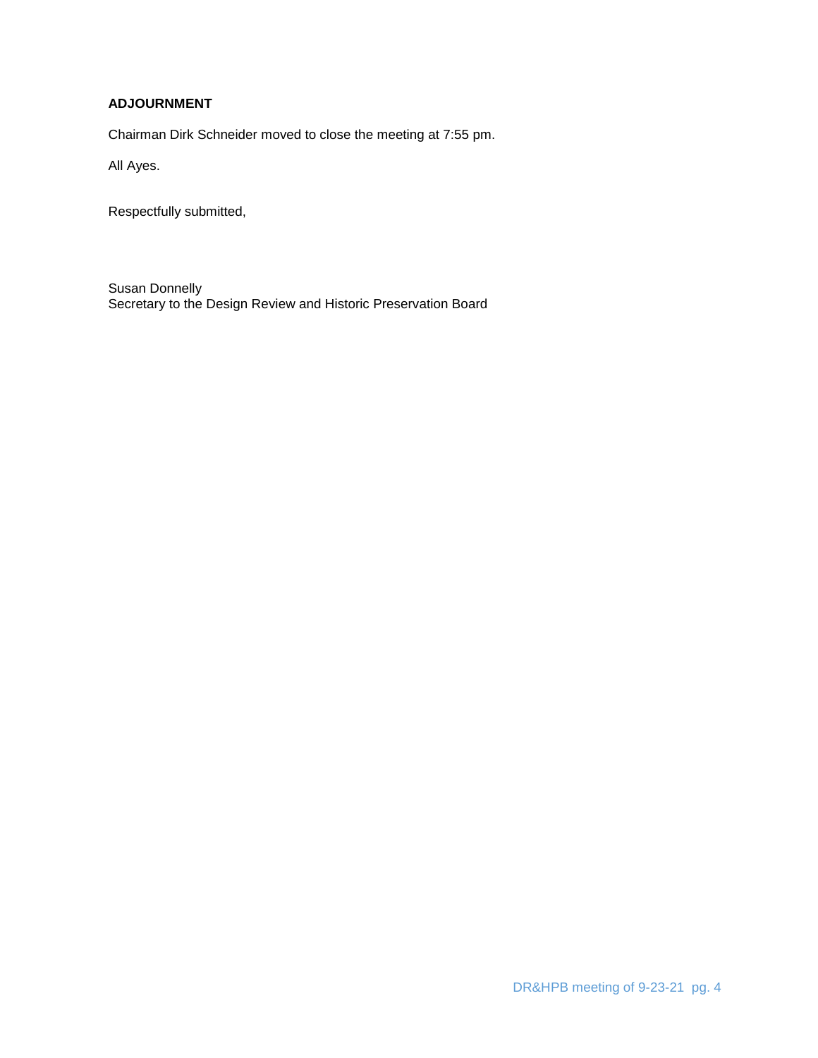**ADJOURNMENT**

Chairman Dirk Schneider moved to close the meeting at 7:55 pm.

All Ayes.

Respectfully submitted,

Susan Donnelly
Secretary to the Design Review and Historic Preservation Board